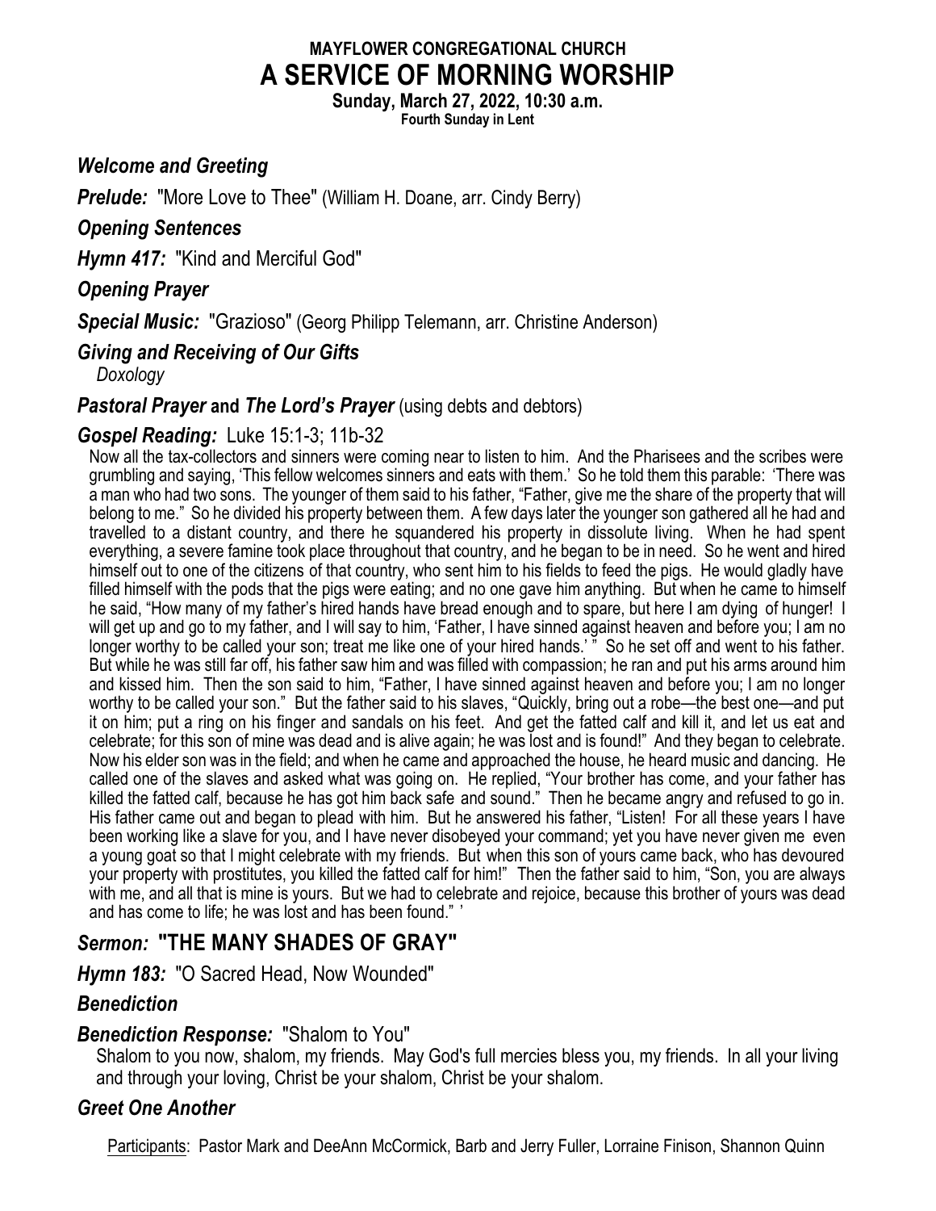# MAYFLOWER CONGREGATIONAL CHURCH

# A SERVICE OF MORNING WORSHIP

**Sunday, March 27, 2022, 10:30 a.m.**

**Fourth Sunday in Lent**

***Welcome and Greeting***

***Prelude:*** "More Love to Thee" (William H. Doane, arr. Cindy Berry)

***Opening Sentences***

***Hymn 417:*** "Kind and Merciful God"

***Opening Prayer***

***Special Music:*** "Grazioso" (Georg Philipp Telemann, arr. Christine Anderson)

***Giving and Receiving of Our Gifts***

*Doxology*

***Pastoral Prayer* and *The Lord's Prayer*** (using debts and debtors)

***Gospel Reading:*** Luke 15:1-3; 11b-32

Now all the tax-collectors and sinners were coming near to listen to him. And the Pharisees and the scribes were grumbling and saying, 'This fellow welcomes sinners and eats with them.' So he told them this parable: 'There was a man who had two sons. The younger of them said to his father, "Father, give me the share of the property that will belong to me." So he divided his property between them. A few days later the younger son gathered all he had and travelled to a distant country, and there he squandered his property in dissolute living. When he had spent everything, a severe famine took place throughout that country, and he began to be in need. So he went and hired himself out to one of the citizens of that country, who sent him to his fields to feed the pigs. He would gladly have filled himself with the pods that the pigs were eating; and no one gave him anything. But when he came to himself he said, "How many of my father's hired hands have bread enough and to spare, but here I am dying of hunger! I will get up and go to my father, and I will say to him, 'Father, I have sinned against heaven and before you; I am no longer worthy to be called your son; treat me like one of your hired hands.' " So he set off and went to his father. But while he was still far off, his father saw him and was filled with compassion; he ran and put his arms around him and kissed him. Then the son said to him, "Father, I have sinned against heaven and before you; I am no longer worthy to be called your son." But the father said to his slaves, "Quickly, bring out a robe—the best one—and put it on him; put a ring on his finger and sandals on his feet. And get the fatted calf and kill it, and let us eat and celebrate; for this son of mine was dead and is alive again; he was lost and is found!" And they began to celebrate. Now his elder son was in the field; and when he came and approached the house, he heard music and dancing. He called one of the slaves and asked what was going on. He replied, "Your brother has come, and your father has killed the fatted calf, because he has got him back safe and sound." Then he became angry and refused to go in. His father came out and began to plead with him. But he answered his father, "Listen! For all these years I have been working like a slave for you, and I have never disobeyed your command; yet you have never given me even a young goat so that I might celebrate with my friends. But when this son of yours came back, who has devoured your property with prostitutes, you killed the fatted calf for him!" Then the father said to him, "Son, you are always with me, and all that is mine is yours. But we had to celebrate and rejoice, because this brother of yours was dead and has come to life; he was lost and has been found." '

***Sermon:*** **"THE MANY SHADES OF GRAY"**

***Hymn 183:*** "O Sacred Head, Now Wounded"

***Benediction***

***Benediction Response:*** "Shalom to You"

Shalom to you now, shalom, my friends. May God's full mercies bless you, my friends. In all your living and through your loving, Christ be your shalom, Christ be your shalom.

***Greet One Another***

Participants: Pastor Mark and DeeAnn McCormick, Barb and Jerry Fuller, Lorraine Finison, Shannon Quinn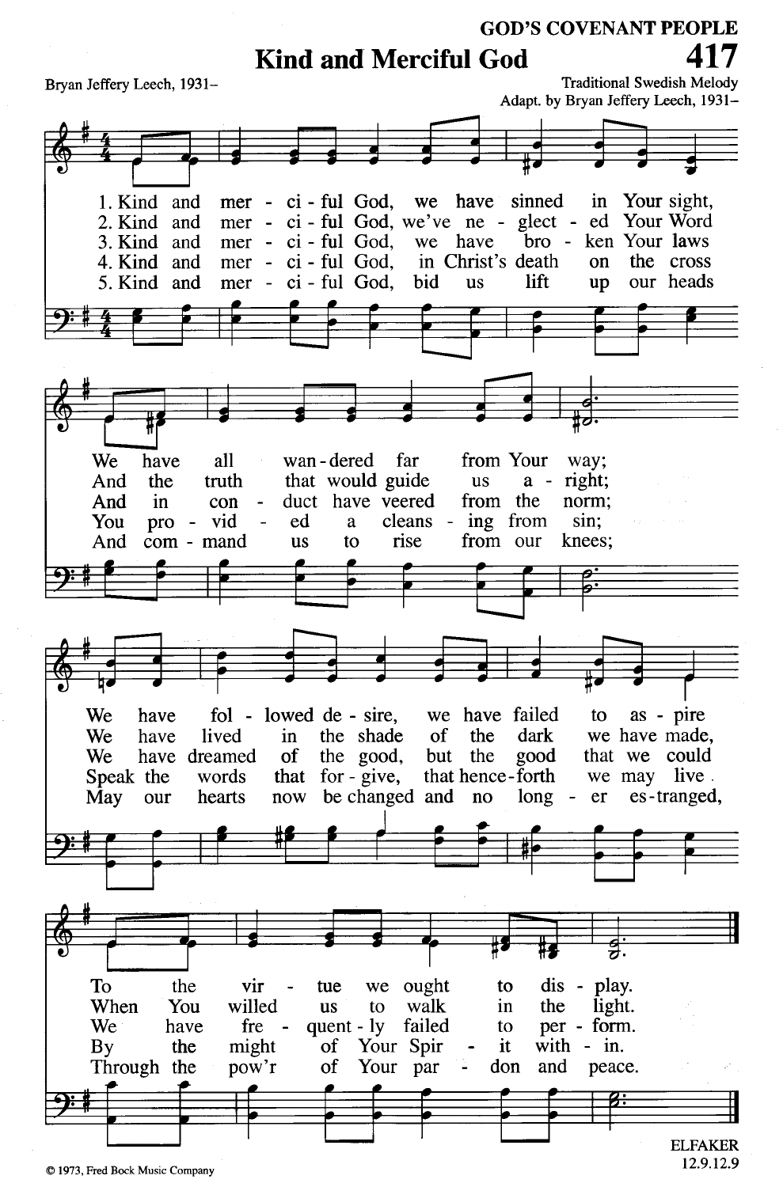GOD'S COVENANT PEOPLE

# Kind and Merciful God

**417**

Bryan Jeffery Leech, 1931–

Traditional Swedish Melody
Adapt. by Bryan Jeffery Leech, 1931–

1. Kind and merciful God, we have sinned in Your sight,
We have all wandered far from Your way;
We have followed desire, we have failed to aspire
To the virtue we ought to display.

2. Kind and merciful God, we've neglected Your Word
And the truth that would guide us aright;
We have lived in the shade of the dark we have made,
When You willed us to walk in the light.

3. Kind and merciful God, we have broken Your laws
And in conduct have veered from the norm;
We have dreamed of the good, but the good that we could
We have frequently failed to perform.

4. Kind and merciful God, in Christ's death on the cross
You provided a cleansing from sin;
Speak the words that forgive, that henceforth we may live
By the might of Your Spirit within.

5. Kind and merciful God, bid us lift up our heads
And command us to rise from our knees;
May our hearts now be changed and no longer estranged,
Through the pow'r of Your pardon and peace.

© 1973, Fred Bock Music Company

ELFAKER
12.9.12.9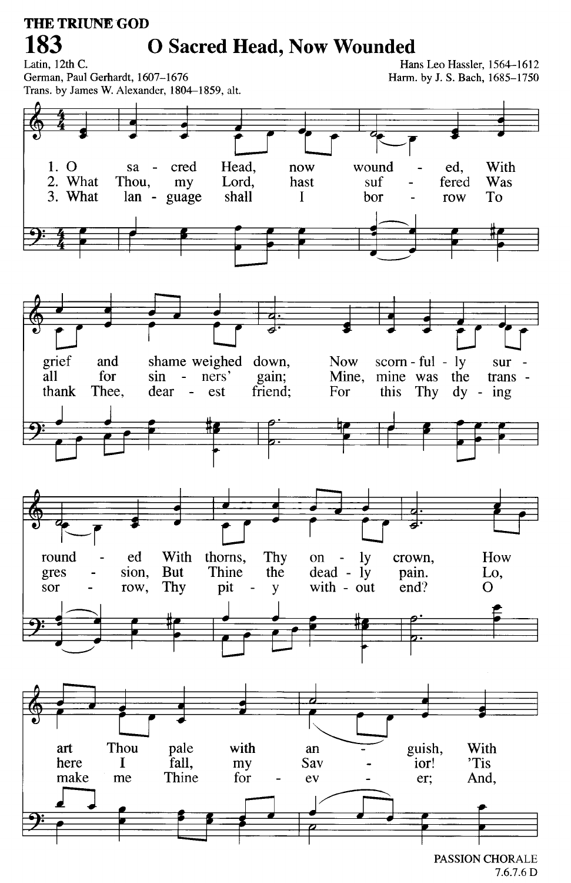THE TRIUNE GOD

# 183 O Sacred Head, Now Wounded

Latin, 12th C.
German, Paul Gerhardt, 1607–1676
Trans. by James W. Alexander, 1804–1859, alt.

Hans Leo Hassler, 1564–1612
Harm. by J. S. Bach, 1685–1750

1. O sacred Head, now wounded, With grief and shame weighed down, Now scornfully surrounded With thorns, Thy only crown, How art Thou pale with anguish, With

2. What Thou, my Lord, hast suffered Was all for sinners' gain; Mine, mine was the transgression, But Thine the deadly pain. Lo, here I fall, my Savior! 'Tis

3. What language shall I borrow To thank Thee, dearest friend; For this Thy dying sorrow, Thy pity without end? O make me Thine forever; And,

PASSION CHORALE
7.6.7.6 D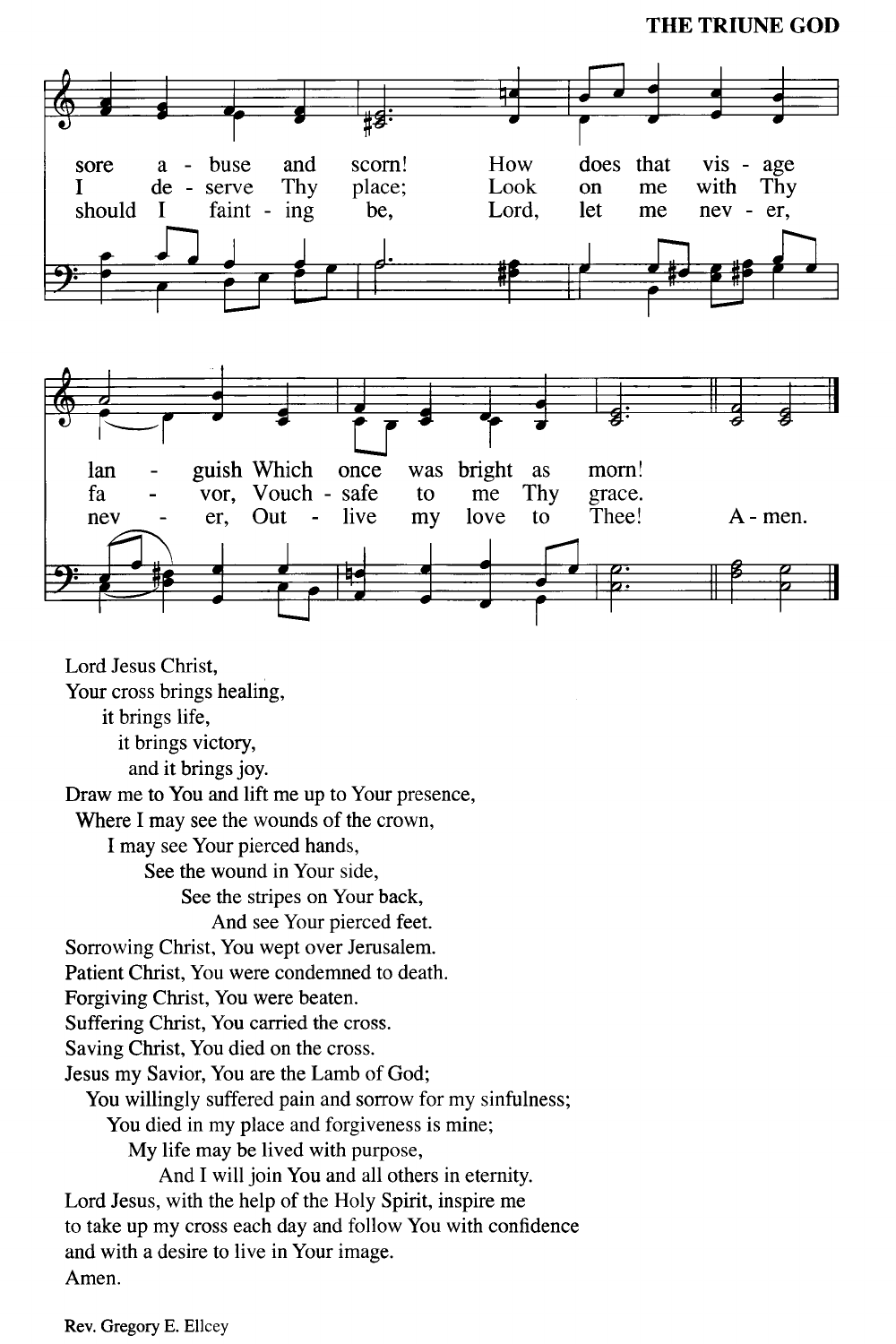sore a - buse and scorn! How does that vis - age lan - guish Which once was bright as morn!
I de - serve Thy place; Look on me with Thy fa - vor, Vouch - safe to me Thy grace.
should I faint - ing be, Lord, let me nev - er, nev - er, Out - live my love to Thee! A - men.

Lord Jesus Christ,
Your cross brings healing,
it brings life,
it brings victory,
and it brings joy.
Draw me to You and lift me up to Your presence,
Where I may see the wounds of the crown,
I may see Your pierced hands,
See the wound in Your side,
See the stripes on Your back,
And see Your pierced feet.
Sorrowing Christ, You wept over Jerusalem.
Patient Christ, You were condemned to death.
Forgiving Christ, You were beaten.
Suffering Christ, You carried the cross.
Saving Christ, You died on the cross.
Jesus my Savior, You are the Lamb of God;
You willingly suffered pain and sorrow for my sinfulness;
You died in my place and forgiveness is mine;
My life may be lived with purpose,
And I will join You and all others in eternity.
Lord Jesus, with the help of the Holy Spirit, inspire me
to take up my cross each day and follow You with confidence
and with a desire to live in Your image.
Amen.

Rev. Gregory E. Ellcey